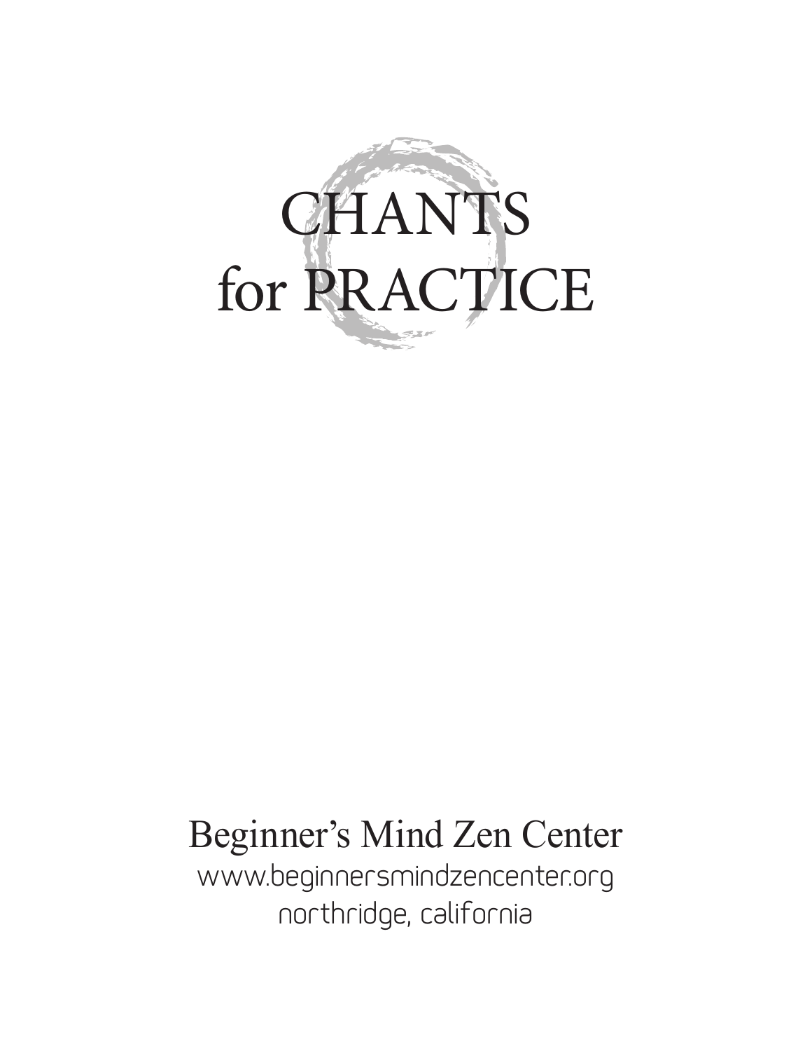# CHANTS for PRACTICE

Beginner's Mind Zen Center

www.beginnersmindzencenter.org

northridge, california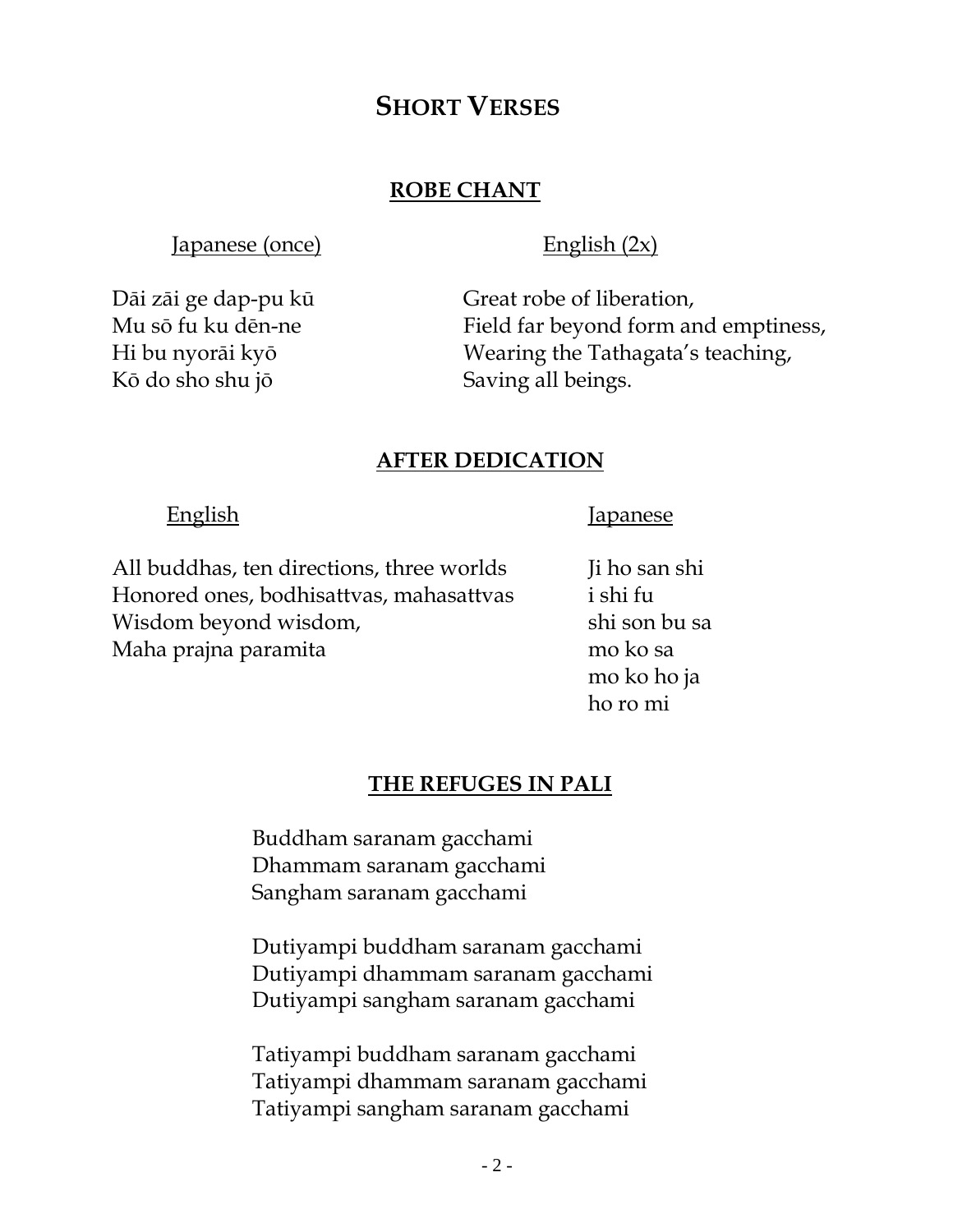# SHORT VERSES

## ROBE CHANT

| Japanese (once) | English (2x) |
|---|---|
| Dāi zāi ge dap-pu kū | Great robe of liberation, |
| Mu sō fu ku dēn-ne | Field far beyond form and emptiness, |
| Hi bu nyorāi kyō | Wearing the Tathagata's teaching, |
| Kō do sho shu jō | Saving all beings. |

## AFTER DEDICATION

| English | Japanese |
|---|---|
| All buddhas, ten directions, three worlds | Ji ho san shi |
| Honored ones, bodhisattvas, mahasattvas | i shi fu |
| Wisdom beyond wisdom, | shi son bu sa |
| Maha prajna paramita | mo ko sa |
| | mo ko ho ja |
| | ho ro mi |

## THE REFUGES IN PALI

Buddham saranam gacchami
Dhammam saranam gacchami
Sangham saranam gacchami

Dutiyampi buddham saranam gacchami
Dutiyampi dhammam saranam gacchami
Dutiyampi sangham saranam gacchami

Tatiyampi buddham saranam gacchami
Tatiyampi dhammam saranam gacchami
Tatiyampi sangham saranam gacchami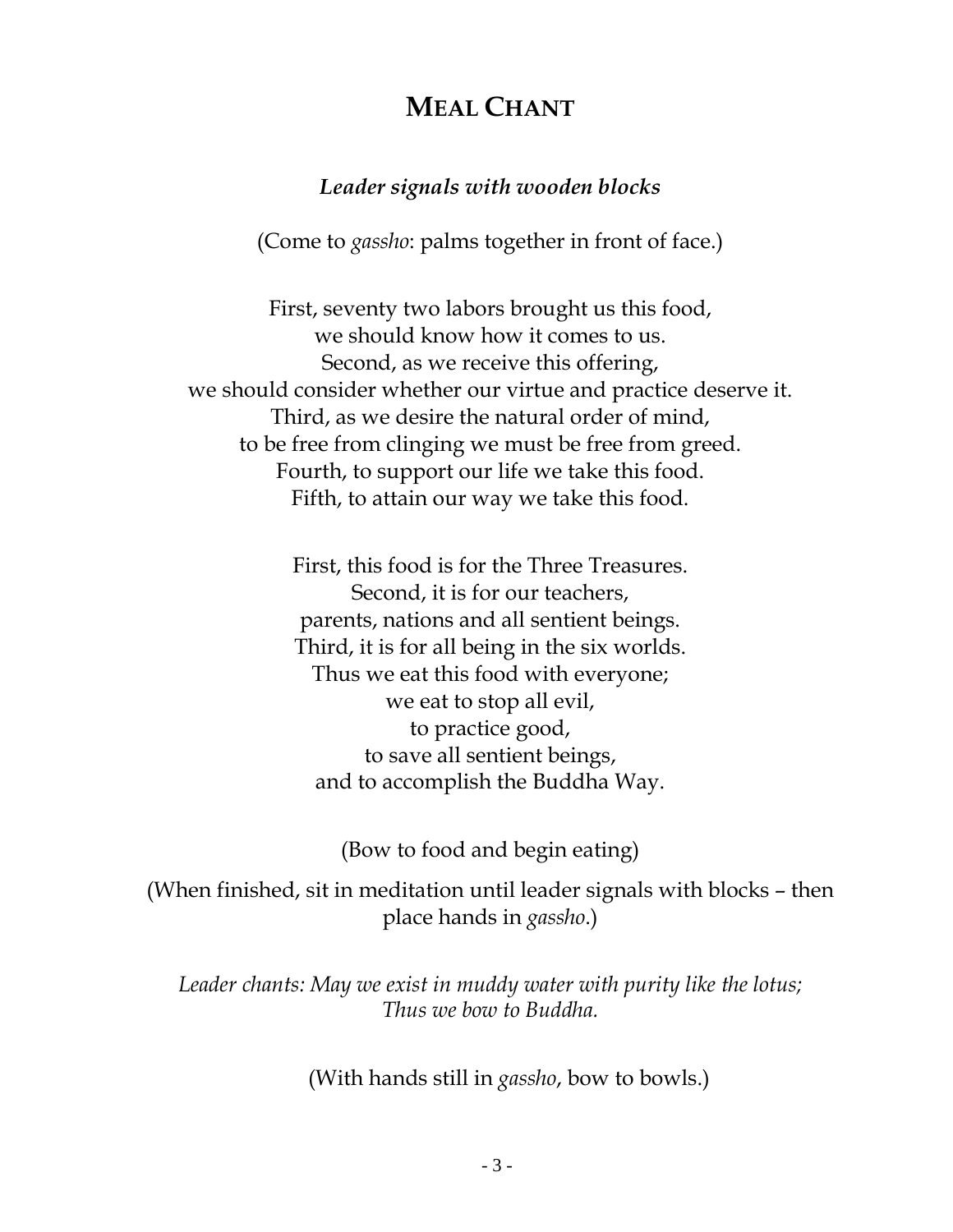# MEAL CHANT

***Leader signals with wooden blocks***

(Come to *gassho*: palms together in front of face.)

First, seventy two labors brought us this food,
we should know how it comes to us.
Second, as we receive this offering,
we should consider whether our virtue and practice deserve it.
Third, as we desire the natural order of mind,
to be free from clinging we must be free from greed.
Fourth, to support our life we take this food.
Fifth, to attain our way we take this food.

First, this food is for the Three Treasures.
Second, it is for our teachers,
parents, nations and all sentient beings.
Third, it is for all being in the six worlds.
Thus we eat this food with everyone;
we eat to stop all evil,
to practice good,
to save all sentient beings,
and to accomplish the Buddha Way.

(Bow to food and begin eating)

(When finished, sit in meditation until leader signals with blocks – then place hands in *gassho*.)

*Leader chants: May we exist in muddy water with purity like the lotus;*
*Thus we bow to Buddha.*

(With hands still in *gassho*, bow to bowls.)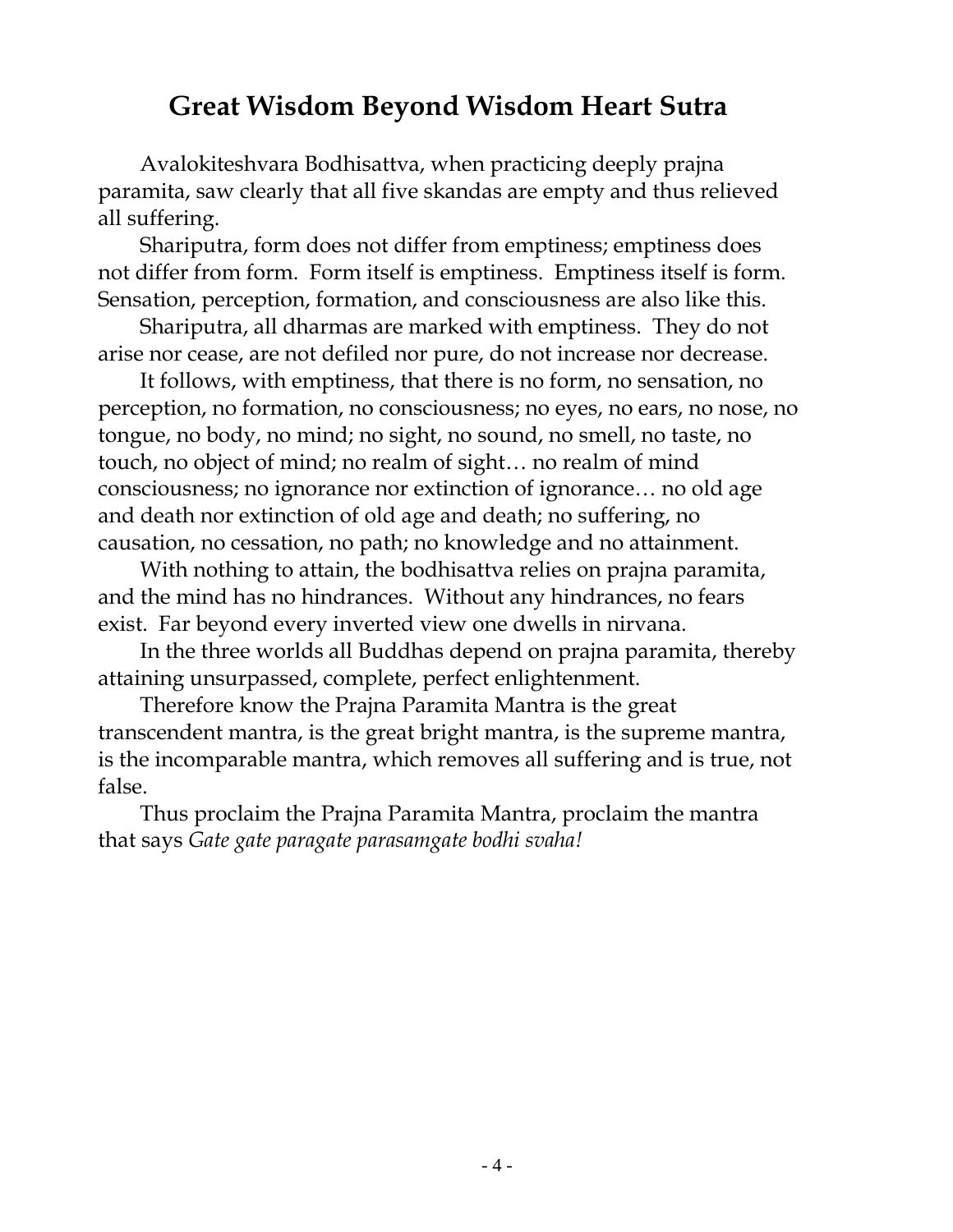## Great Wisdom Beyond Wisdom Heart Sutra

Avalokiteshvara Bodhisattva, when practicing deeply prajna paramita, saw clearly that all five skandas are empty and thus relieved all suffering.

Shariputra, form does not differ from emptiness; emptiness does not differ from form. Form itself is emptiness. Emptiness itself is form. Sensation, perception, formation, and consciousness are also like this.

Shariputra, all dharmas are marked with emptiness. They do not arise nor cease, are not defiled nor pure, do not increase nor decrease.

It follows, with emptiness, that there is no form, no sensation, no perception, no formation, no consciousness; no eyes, no ears, no nose, no tongue, no body, no mind; no sight, no sound, no smell, no taste, no touch, no object of mind; no realm of sight… no realm of mind consciousness; no ignorance nor extinction of ignorance… no old age and death nor extinction of old age and death; no suffering, no causation, no cessation, no path; no knowledge and no attainment.

With nothing to attain, the bodhisattva relies on prajna paramita, and the mind has no hindrances. Without any hindrances, no fears exist. Far beyond every inverted view one dwells in nirvana.

In the three worlds all Buddhas depend on prajna paramita, thereby attaining unsurpassed, complete, perfect enlightenment.

Therefore know the Prajna Paramita Mantra is the great transcendent mantra, is the great bright mantra, is the supreme mantra, is the incomparable mantra, which removes all suffering and is true, not false.

Thus proclaim the Prajna Paramita Mantra, proclaim the mantra that says *Gate gate paragate parasamgate bodhi svaha!*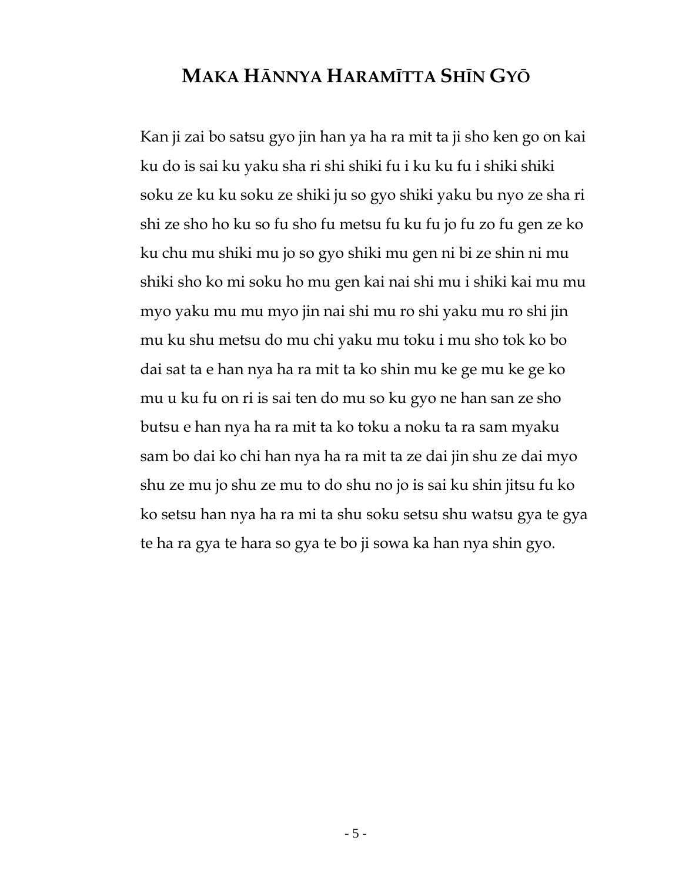# MAKA HĀNNYA HARAMĪTTA SHĪN GYŌ

Kan ji zai bo satsu gyo jin han ya ha ra mit ta ji sho ken go on kai ku do is sai ku yaku sha ri shi shiki fu i ku ku fu i shiki shiki soku ze ku ku soku ze shiki ju so gyo shiki yaku bu nyo ze sha ri shi ze sho ho ku so fu sho fu metsu fu ku fu jo fu zo fu gen ze ko ku chu mu shiki mu jo so gyo shiki mu gen ni bi ze shin ni mu shiki sho ko mi soku ho mu gen kai nai shi mu i shiki kai mu mu myo yaku mu mu myo jin nai shi mu ro shi yaku mu ro shi jin mu ku shu metsu do mu chi yaku mu toku i mu sho tok ko bo dai sat ta e han nya ha ra mit ta ko shin mu ke ge mu ke ge ko mu u ku fu on ri is sai ten do mu so ku gyo ne han san ze sho butsu e han nya ha ra mit ta ko toku a noku ta ra sam myaku sam bo dai ko chi han nya ha ra mit ta ze dai jin shu ze dai myo shu ze mu jo shu ze mu to do shu no jo is sai ku shin jitsu fu ko ko setsu han nya ha ra mi ta shu soku setsu shu watsu gya te gya te ha ra gya te hara so gya te bo ji sowa ka han nya shin gyo.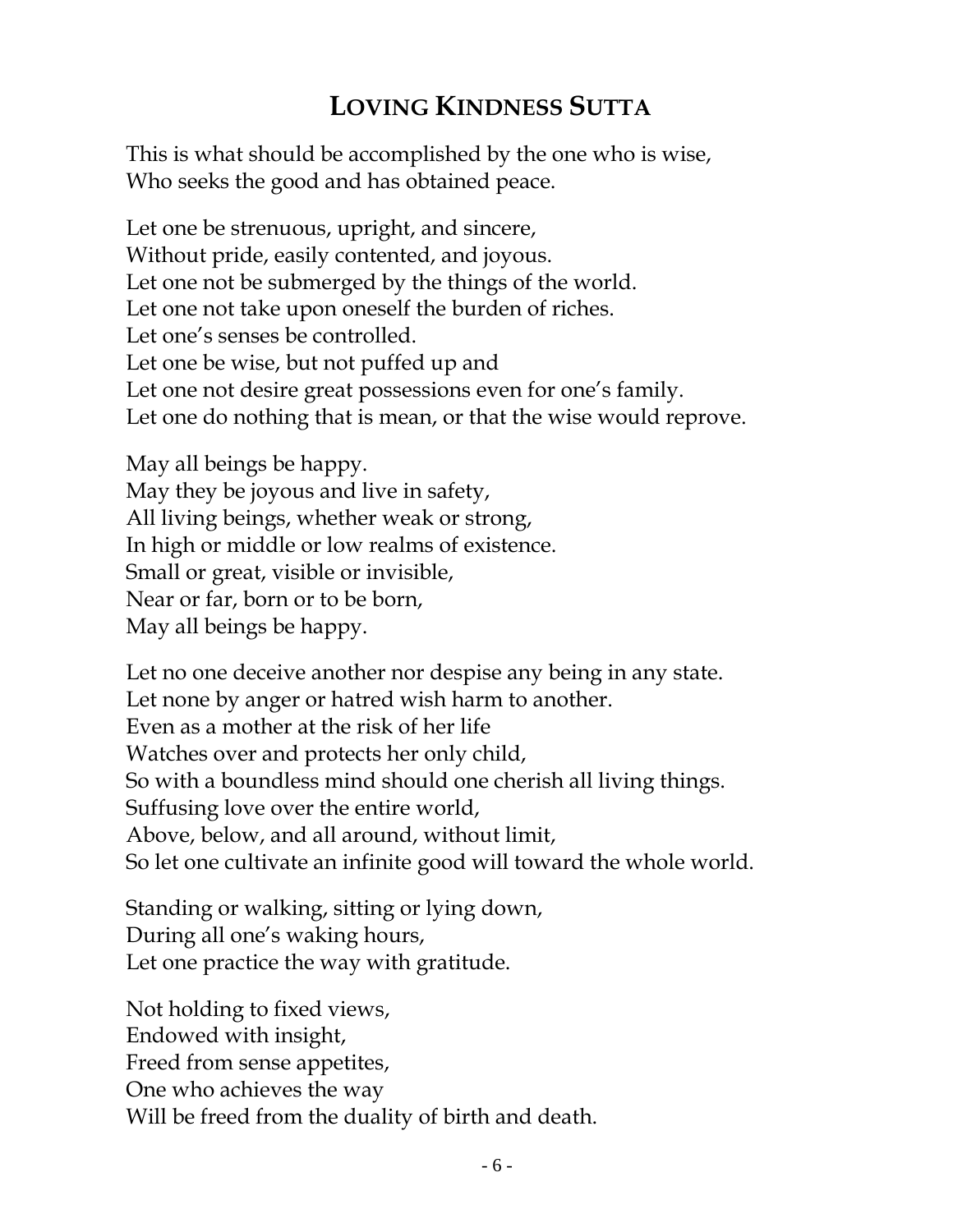## LOVING KINDNESS SUTTA

This is what should be accomplished by the one who is wise,
Who seeks the good and has obtained peace.

Let one be strenuous, upright, and sincere,
Without pride, easily contented, and joyous.
Let one not be submerged by the things of the world.
Let one not take upon oneself the burden of riches.
Let one's senses be controlled.
Let one be wise, but not puffed up and
Let one not desire great possessions even for one's family.
Let one do nothing that is mean, or that the wise would reprove.

May all beings be happy.
May they be joyous and live in safety,
All living beings, whether weak or strong,
In high or middle or low realms of existence.
Small or great, visible or invisible,
Near or far, born or to be born,
May all beings be happy.

Let no one deceive another nor despise any being in any state.
Let none by anger or hatred wish harm to another.
Even as a mother at the risk of her life
Watches over and protects her only child,
So with a boundless mind should one cherish all living things.
Suffusing love over the entire world,
Above, below, and all around, without limit,
So let one cultivate an infinite good will toward the whole world.

Standing or walking, sitting or lying down,
During all one's waking hours,
Let one practice the way with gratitude.

Not holding to fixed views,
Endowed with insight,
Freed from sense appetites,
One who achieves the way
Will be freed from the duality of birth and death.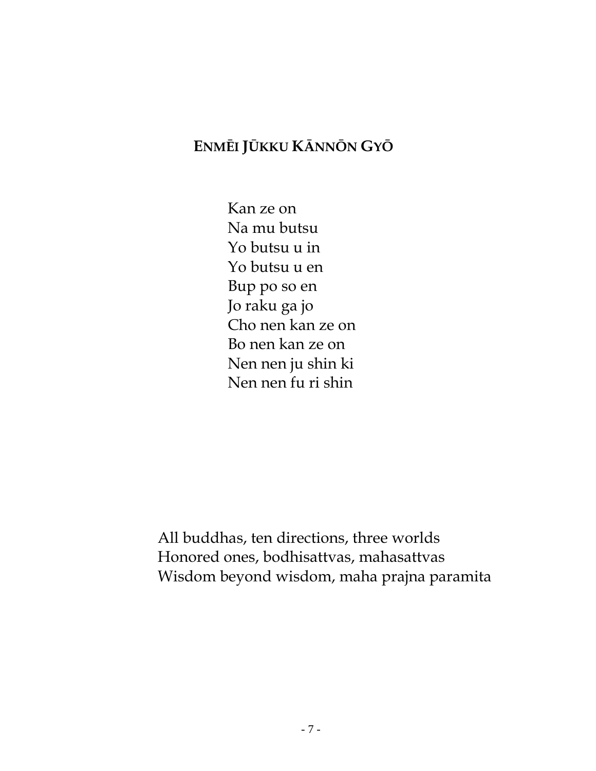## Enmēi Jūkku Kānnōn Gyō

Kan ze on
Na mu butsu
Yo butsu u in
Yo butsu u en
Bup po so en
Jo raku ga jo
Cho nen kan ze on
Bo nen kan ze on
Nen nen ju shin ki
Nen nen fu ri shin

All buddhas, ten directions, three worlds
Honored ones, bodhisattvas, mahasattvas
Wisdom beyond wisdom, maha prajna paramita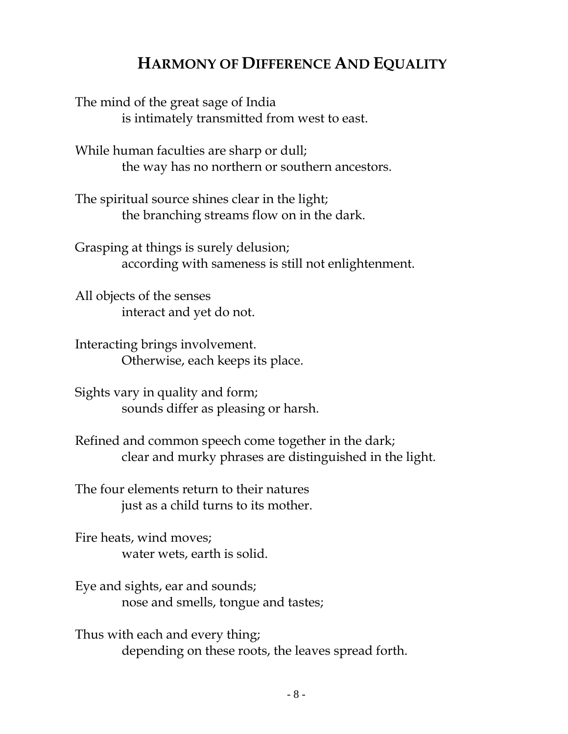## HARMONY OF DIFFERENCE AND EQUALITY

The mind of the great sage of India
is intimately transmitted from west to east.

While human faculties are sharp or dull;
the way has no northern or southern ancestors.

The spiritual source shines clear in the light;
the branching streams flow on in the dark.

Grasping at things is surely delusion;
according with sameness is still not enlightenment.

All objects of the senses
interact and yet do not.

Interacting brings involvement.
Otherwise, each keeps its place.

Sights vary in quality and form;
sounds differ as pleasing or harsh.

Refined and common speech come together in the dark;
clear and murky phrases are distinguished in the light.

The four elements return to their natures
just as a child turns to its mother.

Fire heats, wind moves;
water wets, earth is solid.

Eye and sights, ear and sounds;
nose and smells, tongue and tastes;

Thus with each and every thing;
depending on these roots, the leaves spread forth.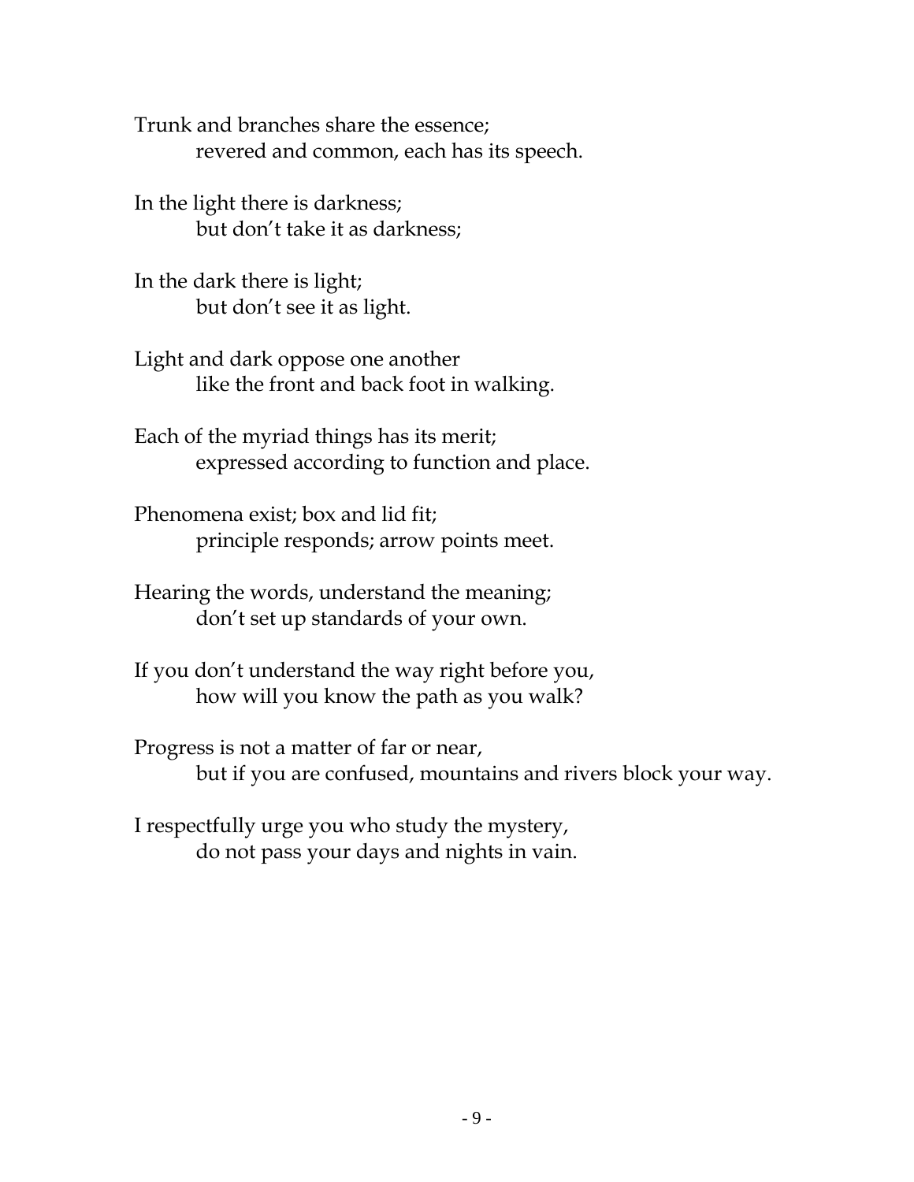Trunk and branches share the essence;
    revered and common, each has its speech.

In the light there is darkness;
    but don't take it as darkness;

In the dark there is light;
    but don't see it as light.

Light and dark oppose one another
    like the front and back foot in walking.

Each of the myriad things has its merit;
    expressed according to function and place.

Phenomena exist; box and lid fit;
    principle responds; arrow points meet.

Hearing the words, understand the meaning;
    don't set up standards of your own.

If you don't understand the way right before you,
    how will you know the path as you walk?

Progress is not a matter of far or near,
    but if you are confused, mountains and rivers block your way.

I respectfully urge you who study the mystery,
    do not pass your days and nights in vain.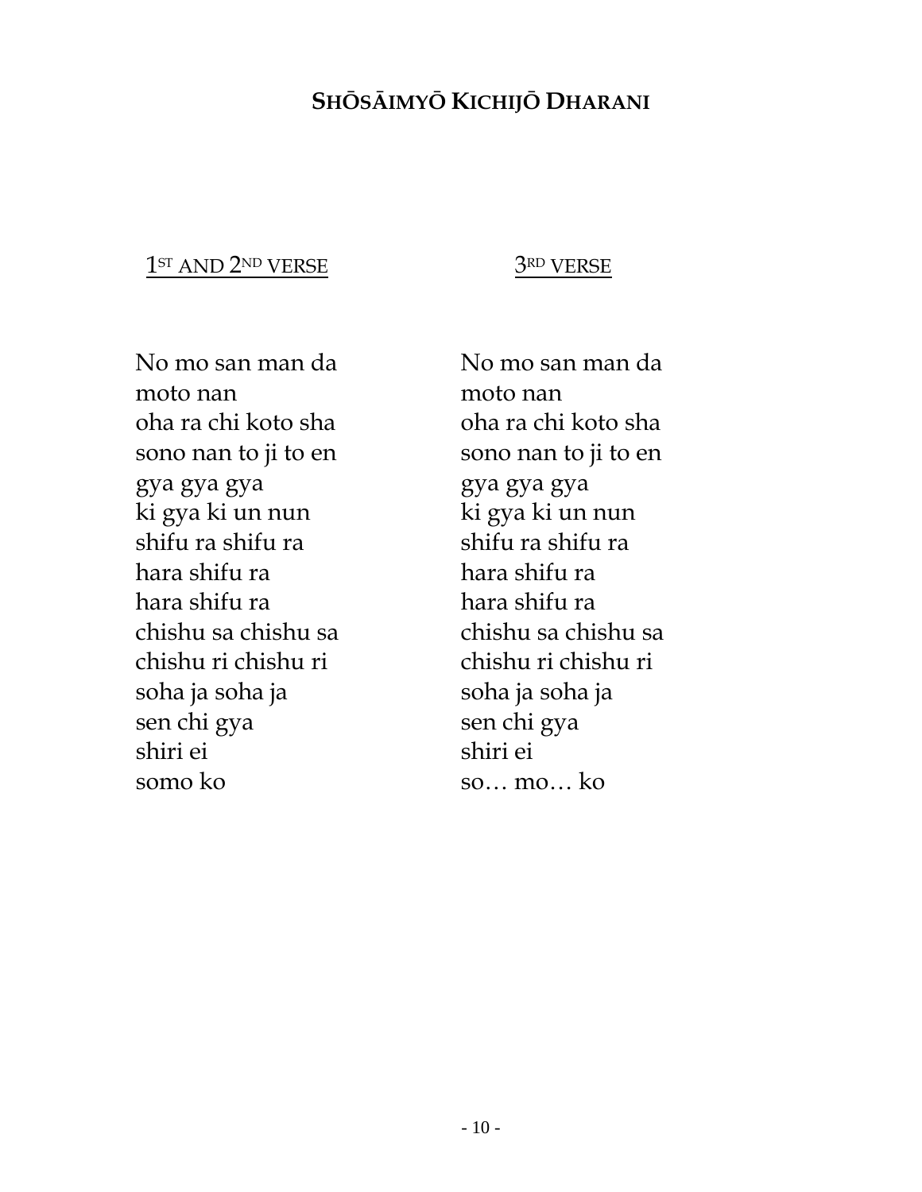# SHŌSĀIMYŌ KICHIJŌ DHARANI

1ST AND 2ND VERSE

No mo san man da
moto nan
oha ra chi koto sha
sono nan to ji to en
gya gya gya
ki gya ki un nun
shifu ra shifu ra
hara shifu ra
hara shifu ra
chishu sa chishu sa
chishu ri chishu ri
soha ja soha ja
sen chi gya
shiri ei
somo ko

3RD VERSE

No mo san man da
moto nan
oha ra chi koto sha
sono nan to ji to en
gya gya gya
ki gya ki un nun
shifu ra shifu ra
hara shifu ra
hara shifu ra
chishu sa chishu sa
chishu ri chishu ri
soha ja soha ja
sen chi gya
shiri ei
so… mo… ko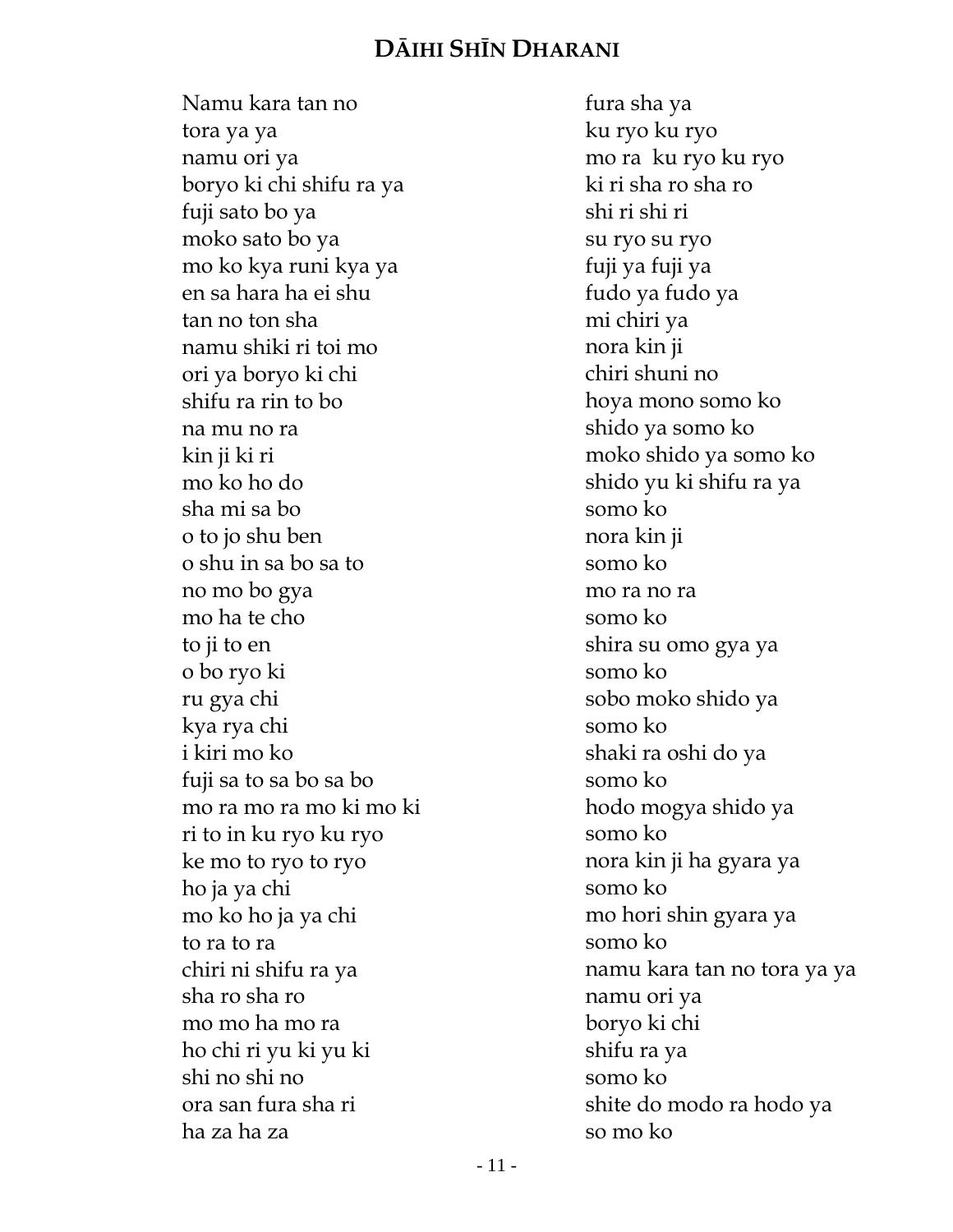# DĀIHI SHĪN DHARANI

Namu kara tan no
tora ya ya
namu ori ya
boryo ki chi shifu ra ya
fuji sato bo ya
moko sato bo ya
mo ko kya runi kya ya
en sa hara ha ei shu
tan no ton sha
namu shiki ri toi mo
ori ya boryo ki chi
shifu ra rin to bo
na mu no ra
kin ji ki ri
mo ko ho do
sha mi sa bo
o to jo shu ben
o shu in sa bo sa to
no mo bo gya
mo ha te cho
to ji to en
o bo ryo ki
ru gya chi
kya rya chi
i kiri mo ko
fuji sa to sa bo sa bo
mo ra mo ra mo ki mo ki
ri to in ku ryo ku ryo
ke mo to ryo to ryo
ho ja ya chi
mo ko ho ja ya chi
to ra to ra
chiri ni shifu ra ya
sha ro sha ro
mo mo ha mo ra
ho chi ri yu ki yu ki
shi no shi no
ora san fura sha ri
ha za ha za
fura sha ya
ku ryo ku ryo
mo ra ku ryo ku ryo
ki ri sha ro sha ro
shi ri shi ri
su ryo su ryo
fuji ya fuji ya
fudo ya fudo ya
mi chiri ya
nora kin ji
chiri shuni no
hoya mono somo ko
shido ya somo ko
moko shido ya somo ko
shido yu ki shifu ra ya
somo ko
nora kin ji
somo ko
mo ra no ra
somo ko
shira su omo gya ya
somo ko
sobo moko shido ya
somo ko
shaki ra oshi do ya
somo ko
hodo mogya shido ya
somo ko
nora kin ji ha gyara ya
somo ko
mo hori shin gyara ya
somo ko
namu kara tan no tora ya ya
namu ori ya
boryo ki chi
shifu ra ya
somo ko
shite do modo ra hodo ya
so mo ko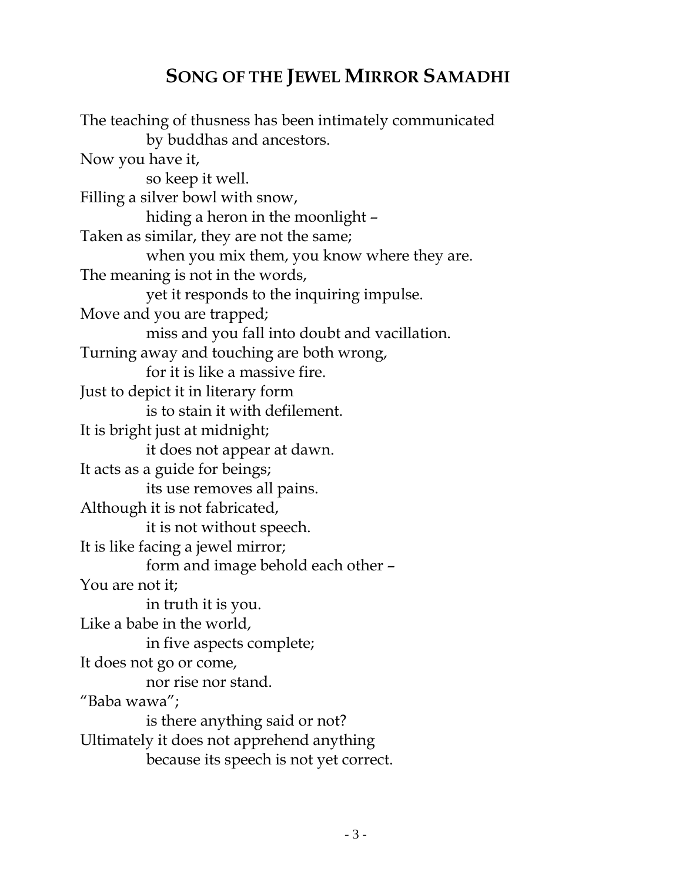## SONG OF THE JEWEL MIRROR SAMADHI

The teaching of thusness has been intimately communicated
    by buddhas and ancestors.
Now you have it,
    so keep it well.
Filling a silver bowl with snow,
    hiding a heron in the moonlight –
Taken as similar, they are not the same;
    when you mix them, you know where they are.
The meaning is not in the words,
    yet it responds to the inquiring impulse.
Move and you are trapped;
    miss and you fall into doubt and vacillation.
Turning away and touching are both wrong,
    for it is like a massive fire.
Just to depict it in literary form
    is to stain it with defilement.
It is bright just at midnight;
    it does not appear at dawn.
It acts as a guide for beings;
    its use removes all pains.
Although it is not fabricated,
    it is not without speech.
It is like facing a jewel mirror;
    form and image behold each other –
You are not it;
    in truth it is you.
Like a babe in the world,
    in five aspects complete;
It does not go or come,
    nor rise nor stand.
"Baba wawa";
    is there anything said or not?
Ultimately it does not apprehend anything
    because its speech is not yet correct.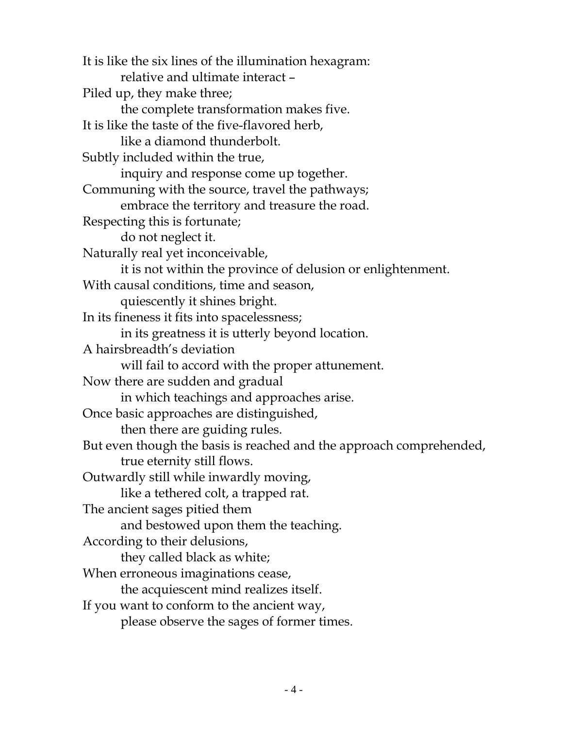It is like the six lines of the illumination hexagram:
    relative and ultimate interact –
Piled up, they make three;
    the complete transformation makes five.
It is like the taste of the five-flavored herb,
    like a diamond thunderbolt.
Subtly included within the true,
    inquiry and response come up together.
Communing with the source, travel the pathways;
    embrace the territory and treasure the road.
Respecting this is fortunate;
    do not neglect it.
Naturally real yet inconceivable,
    it is not within the province of delusion or enlightenment.
With causal conditions, time and season,
    quiescently it shines bright.
In its fineness it fits into spacelessness;
    in its greatness it is utterly beyond location.
A hairsbreadth's deviation
    will fail to accord with the proper attunement.
Now there are sudden and gradual
    in which teachings and approaches arise.
Once basic approaches are distinguished,
    then there are guiding rules.
But even though the basis is reached and the approach comprehended,
    true eternity still flows.
Outwardly still while inwardly moving,
    like a tethered colt, a trapped rat.
The ancient sages pitied them
    and bestowed upon them the teaching.
According to their delusions,
    they called black as white;
When erroneous imaginations cease,
    the acquiescent mind realizes itself.
If you want to conform to the ancient way,
    please observe the sages of former times.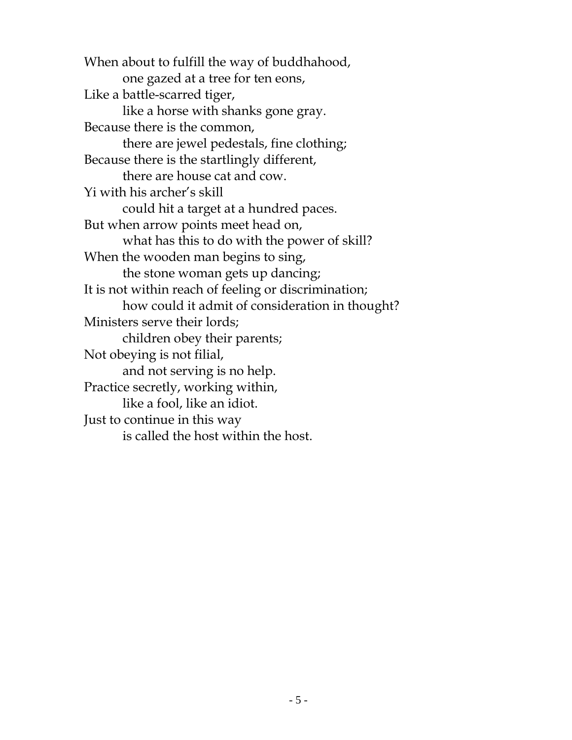When about to fulfill the way of buddhahood,
    one gazed at a tree for ten eons,
Like a battle-scarred tiger,
    like a horse with shanks gone gray.
Because there is the common,
    there are jewel pedestals, fine clothing;
Because there is the startlingly different,
    there are house cat and cow.
Yi with his archer's skill
    could hit a target at a hundred paces.
But when arrow points meet head on,
    what has this to do with the power of skill?
When the wooden man begins to sing,
    the stone woman gets up dancing;
It is not within reach of feeling or discrimination;
    how could it admit of consideration in thought?
Ministers serve their lords;
    children obey their parents;
Not obeying is not filial,
    and not serving is no help.
Practice secretly, working within,
    like a fool, like an idiot.
Just to continue in this way
    is called the host within the host.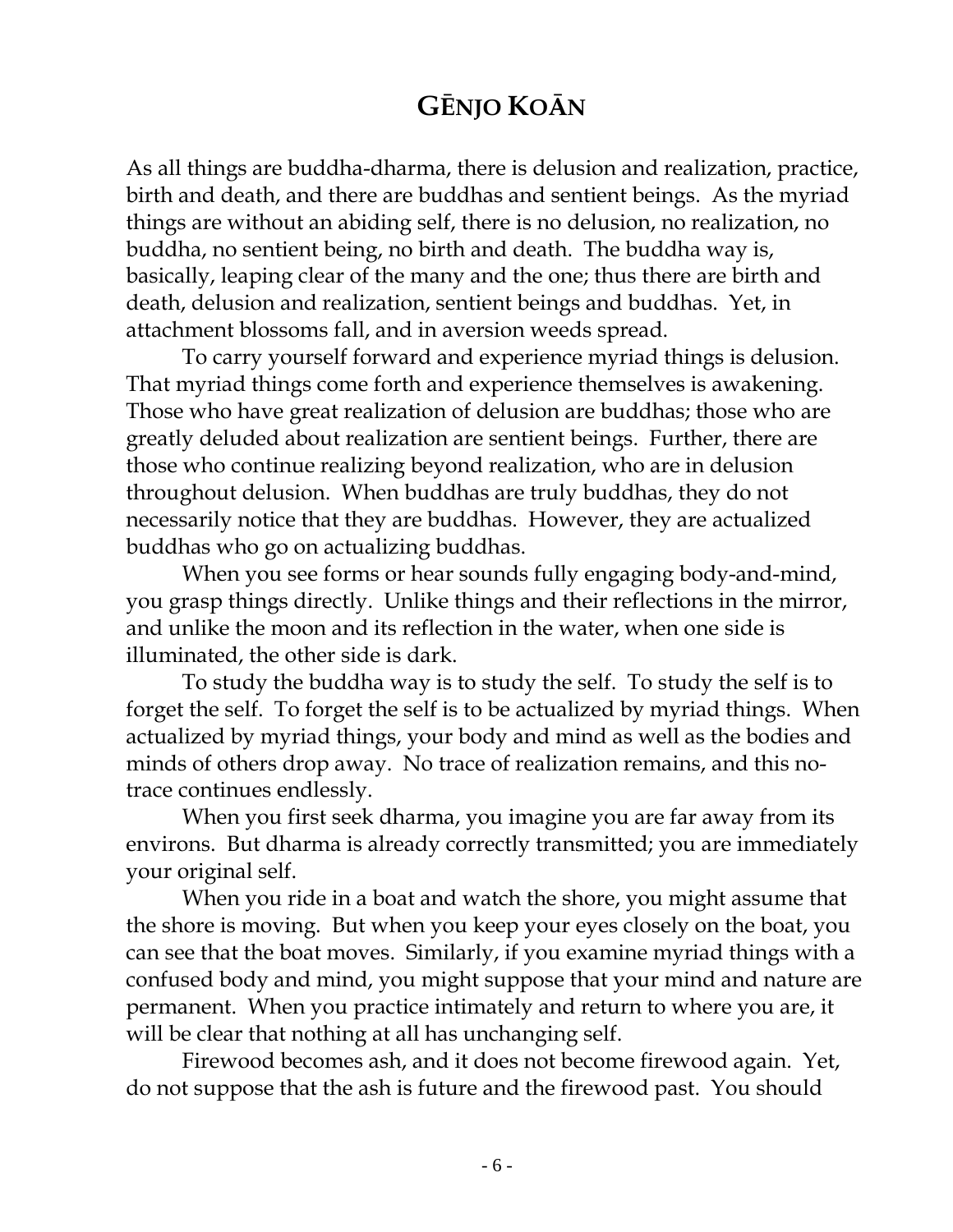# GĒNJO KOĀN

As all things are buddha-dharma, there is delusion and realization, practice, birth and death, and there are buddhas and sentient beings. As the myriad things are without an abiding self, there is no delusion, no realization, no buddha, no sentient being, no birth and death. The buddha way is, basically, leaping clear of the many and the one; thus there are birth and death, delusion and realization, sentient beings and buddhas. Yet, in attachment blossoms fall, and in aversion weeds spread.

To carry yourself forward and experience myriad things is delusion. That myriad things come forth and experience themselves is awakening. Those who have great realization of delusion are buddhas; those who are greatly deluded about realization are sentient beings. Further, there are those who continue realizing beyond realization, who are in delusion throughout delusion. When buddhas are truly buddhas, they do not necessarily notice that they are buddhas. However, they are actualized buddhas who go on actualizing buddhas.

When you see forms or hear sounds fully engaging body-and-mind, you grasp things directly. Unlike things and their reflections in the mirror, and unlike the moon and its reflection in the water, when one side is illuminated, the other side is dark.

To study the buddha way is to study the self. To study the self is to forget the self. To forget the self is to be actualized by myriad things. When actualized by myriad things, your body and mind as well as the bodies and minds of others drop away. No trace of realization remains, and this no-trace continues endlessly.

When you first seek dharma, you imagine you are far away from its environs. But dharma is already correctly transmitted; you are immediately your original self.

When you ride in a boat and watch the shore, you might assume that the shore is moving. But when you keep your eyes closely on the boat, you can see that the boat moves. Similarly, if you examine myriad things with a confused body and mind, you might suppose that your mind and nature are permanent. When you practice intimately and return to where you are, it will be clear that nothing at all has unchanging self.

Firewood becomes ash, and it does not become firewood again. Yet, do not suppose that the ash is future and the firewood past. You should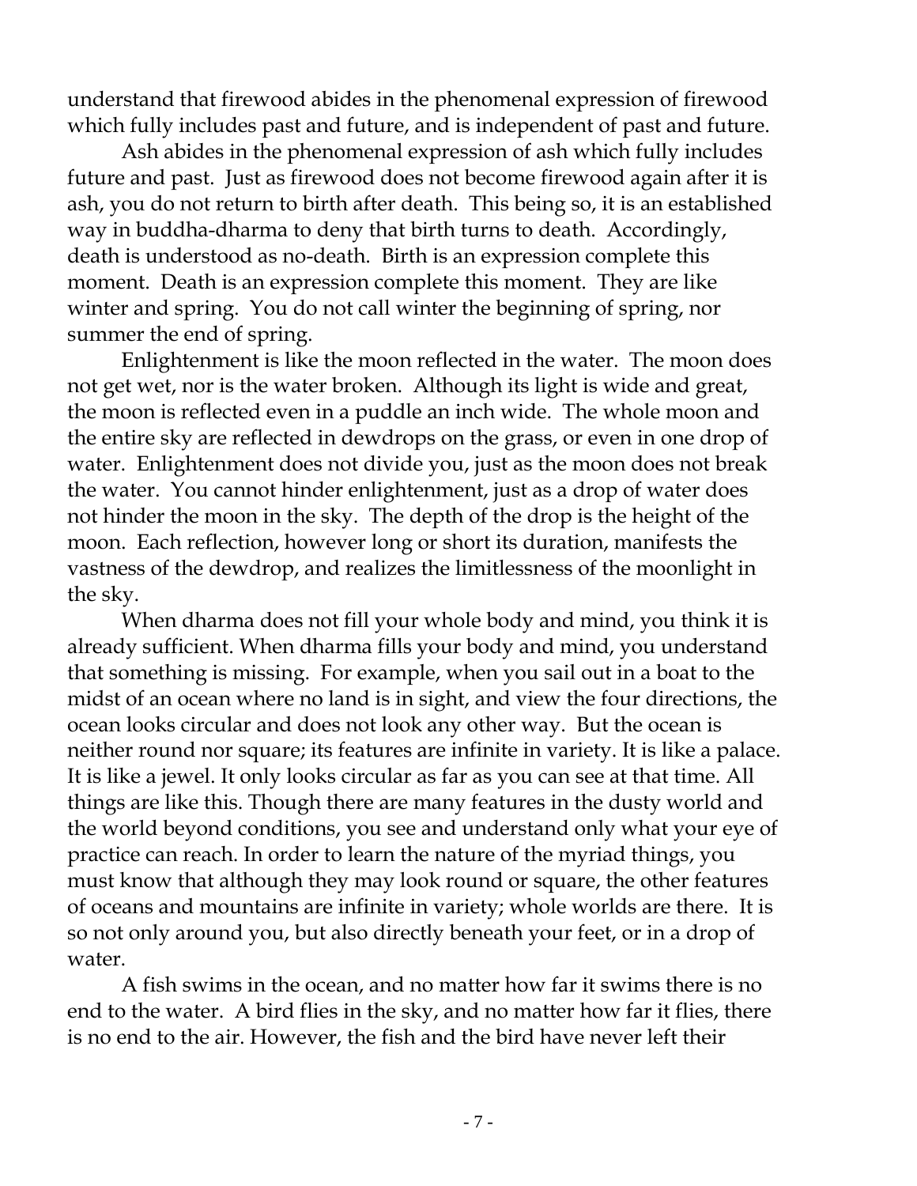understand that firewood abides in the phenomenal expression of firewood which fully includes past and future, and is independent of past and future.

Ash abides in the phenomenal expression of ash which fully includes future and past. Just as firewood does not become firewood again after it is ash, you do not return to birth after death. This being so, it is an established way in buddha-dharma to deny that birth turns to death. Accordingly, death is understood as no-death. Birth is an expression complete this moment. Death is an expression complete this moment. They are like winter and spring. You do not call winter the beginning of spring, nor summer the end of spring.

Enlightenment is like the moon reflected in the water. The moon does not get wet, nor is the water broken. Although its light is wide and great, the moon is reflected even in a puddle an inch wide. The whole moon and the entire sky are reflected in dewdrops on the grass, or even in one drop of water. Enlightenment does not divide you, just as the moon does not break the water. You cannot hinder enlightenment, just as a drop of water does not hinder the moon in the sky. The depth of the drop is the height of the moon. Each reflection, however long or short its duration, manifests the vastness of the dewdrop, and realizes the limitlessness of the moonlight in the sky.

When dharma does not fill your whole body and mind, you think it is already sufficient. When dharma fills your body and mind, you understand that something is missing. For example, when you sail out in a boat to the midst of an ocean where no land is in sight, and view the four directions, the ocean looks circular and does not look any other way. But the ocean is neither round nor square; its features are infinite in variety. It is like a palace. It is like a jewel. It only looks circular as far as you can see at that time. All things are like this. Though there are many features in the dusty world and the world beyond conditions, you see and understand only what your eye of practice can reach. In order to learn the nature of the myriad things, you must know that although they may look round or square, the other features of oceans and mountains are infinite in variety; whole worlds are there. It is so not only around you, but also directly beneath your feet, or in a drop of water.

A fish swims in the ocean, and no matter how far it swims there is no end to the water. A bird flies in the sky, and no matter how far it flies, there is no end to the air. However, the fish and the bird have never left their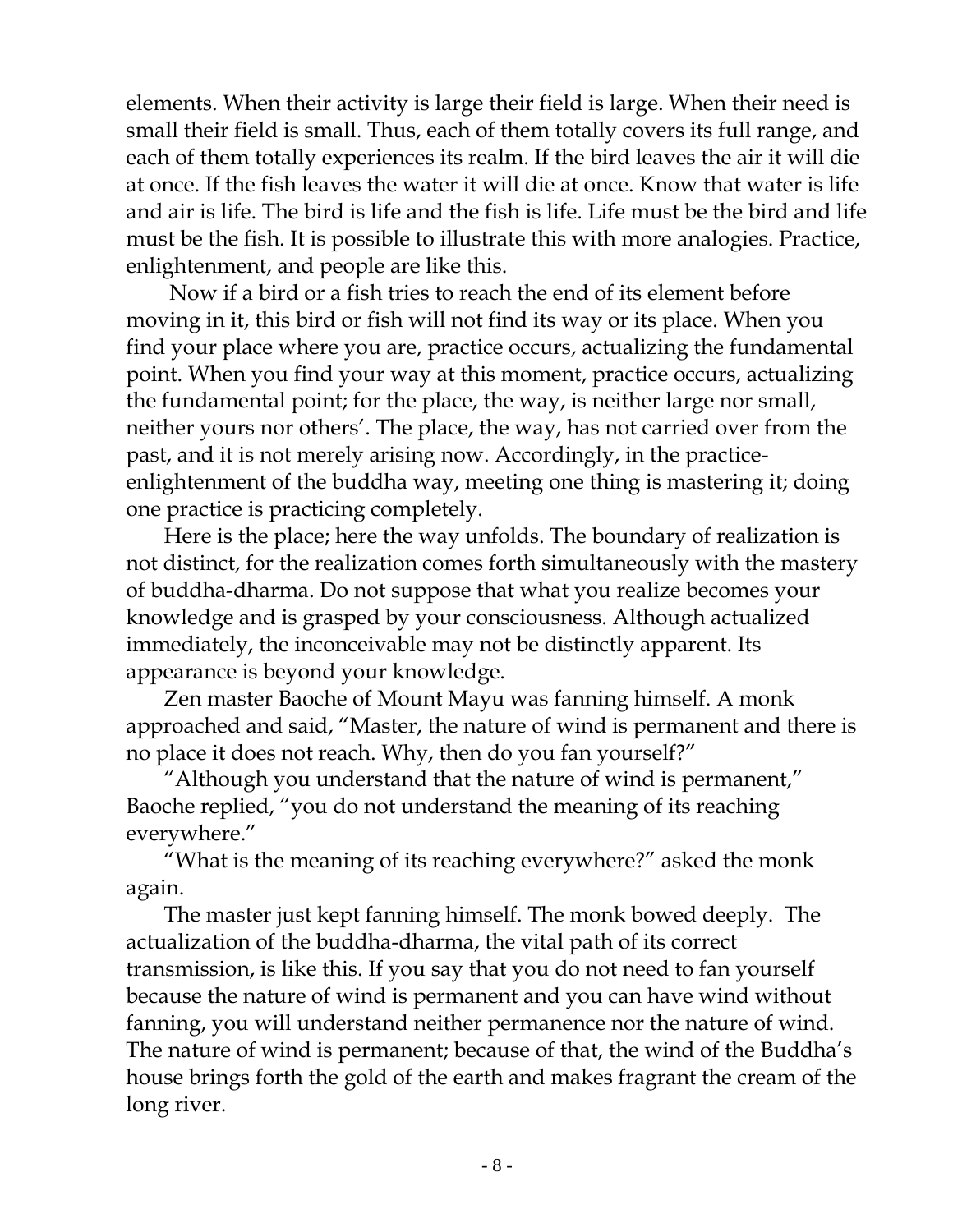elements. When their activity is large their field is large. When their need is small their field is small. Thus, each of them totally covers its full range, and each of them totally experiences its realm. If the bird leaves the air it will die at once. If the fish leaves the water it will die at once. Know that water is life and air is life. The bird is life and the fish is life. Life must be the bird and life must be the fish. It is possible to illustrate this with more analogies. Practice, enlightenment, and people are like this.

Now if a bird or a fish tries to reach the end of its element before moving in it, this bird or fish will not find its way or its place. When you find your place where you are, practice occurs, actualizing the fundamental point. When you find your way at this moment, practice occurs, actualizing the fundamental point; for the place, the way, is neither large nor small, neither yours nor others'. The place, the way, has not carried over from the past, and it is not merely arising now. Accordingly, in the practice-enlightenment of the buddha way, meeting one thing is mastering it; doing one practice is practicing completely.

Here is the place; here the way unfolds. The boundary of realization is not distinct, for the realization comes forth simultaneously with the mastery of buddha-dharma. Do not suppose that what you realize becomes your knowledge and is grasped by your consciousness. Although actualized immediately, the inconceivable may not be distinctly apparent. Its appearance is beyond your knowledge.

Zen master Baoche of Mount Mayu was fanning himself. A monk approached and said, "Master, the nature of wind is permanent and there is no place it does not reach. Why, then do you fan yourself?"

"Although you understand that the nature of wind is permanent," Baoche replied, "you do not understand the meaning of its reaching everywhere."

"What is the meaning of its reaching everywhere?" asked the monk again.

The master just kept fanning himself. The monk bowed deeply. The actualization of the buddha-dharma, the vital path of its correct transmission, is like this. If you say that you do not need to fan yourself because the nature of wind is permanent and you can have wind without fanning, you will understand neither permanence nor the nature of wind. The nature of wind is permanent; because of that, the wind of the Buddha's house brings forth the gold of the earth and makes fragrant the cream of the long river.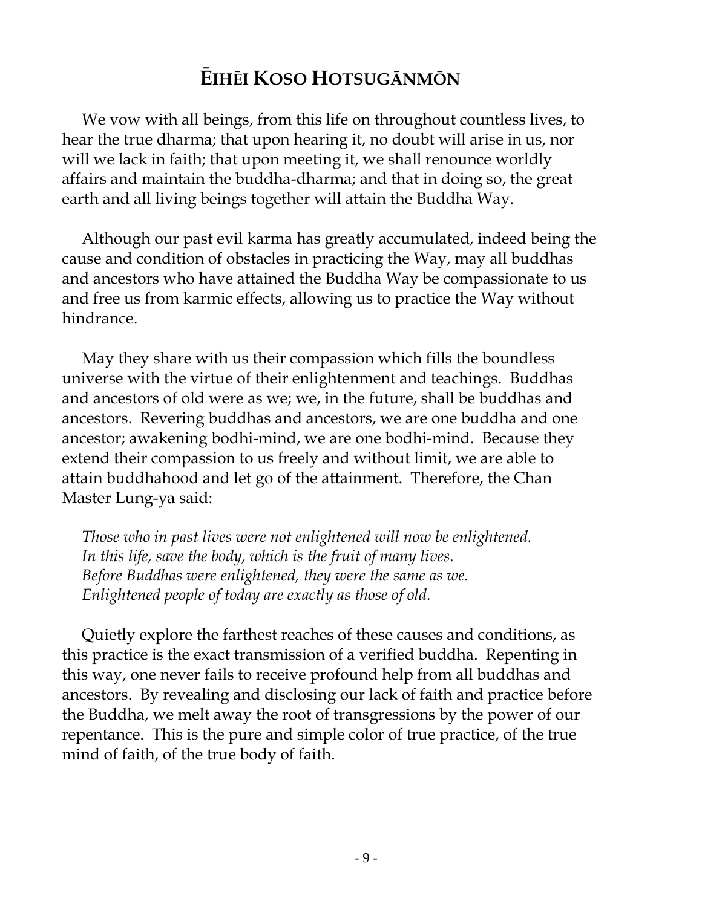# ĒIHĒI KOSO HOTSUGĀNMŌN

We vow with all beings, from this life on throughout countless lives, to hear the true dharma; that upon hearing it, no doubt will arise in us, nor will we lack in faith; that upon meeting it, we shall renounce worldly affairs and maintain the buddha-dharma; and that in doing so, the great earth and all living beings together will attain the Buddha Way.

Although our past evil karma has greatly accumulated, indeed being the cause and condition of obstacles in practicing the Way, may all buddhas and ancestors who have attained the Buddha Way be compassionate to us and free us from karmic effects, allowing us to practice the Way without hindrance.

May they share with us their compassion which fills the boundless universe with the virtue of their enlightenment and teachings. Buddhas and ancestors of old were as we; we, in the future, shall be buddhas and ancestors. Revering buddhas and ancestors, we are one buddha and one ancestor; awakening bodhi-mind, we are one bodhi-mind. Because they extend their compassion to us freely and without limit, we are able to attain buddhahood and let go of the attainment. Therefore, the Chan Master Lung-ya said:

*Those who in past lives were not enlightened will now be enlightened.*
*In this life, save the body, which is the fruit of many lives.*
*Before Buddhas were enlightened, they were the same as we.*
*Enlightened people of today are exactly as those of old.*

Quietly explore the farthest reaches of these causes and conditions, as this practice is the exact transmission of a verified buddha. Repenting in this way, one never fails to receive profound help from all buddhas and ancestors. By revealing and disclosing our lack of faith and practice before the Buddha, we melt away the root of transgressions by the power of our repentance. This is the pure and simple color of true practice, of the true mind of faith, of the true body of faith.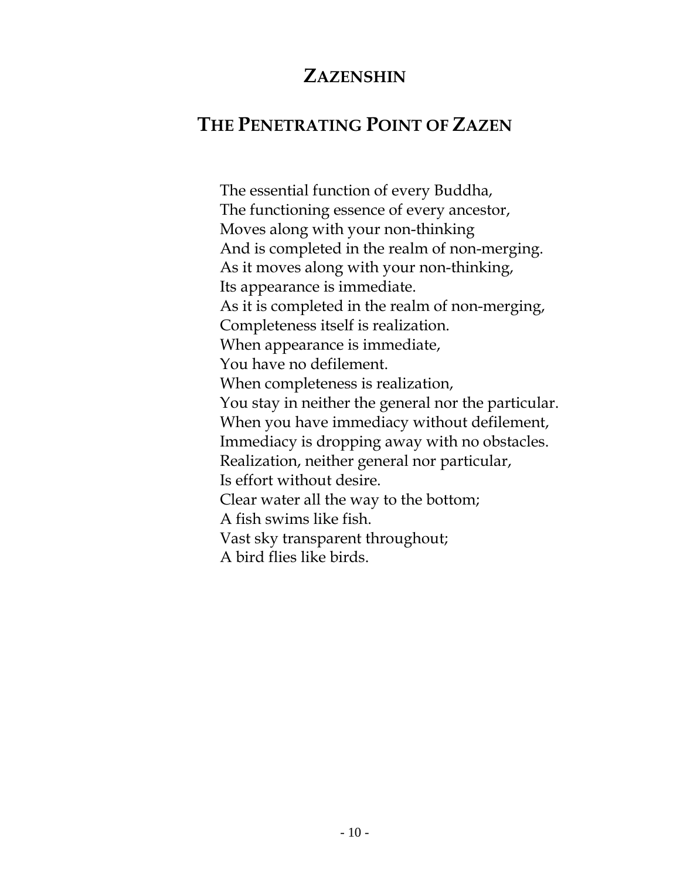## ZAZENSHIN

## THE PENETRATING POINT OF ZAZEN

The essential function of every Buddha,
The functioning essence of every ancestor,
Moves along with your non-thinking
And is completed in the realm of non-merging.
As it moves along with your non-thinking,
Its appearance is immediate.
As it is completed in the realm of non-merging,
Completeness itself is realization.
When appearance is immediate,
You have no defilement.
When completeness is realization,
You stay in neither the general nor the particular.
When you have immediacy without defilement,
Immediacy is dropping away with no obstacles.
Realization, neither general nor particular,
Is effort without desire.
Clear water all the way to the bottom;
A fish swims like fish.
Vast sky transparent throughout;
A bird flies like birds.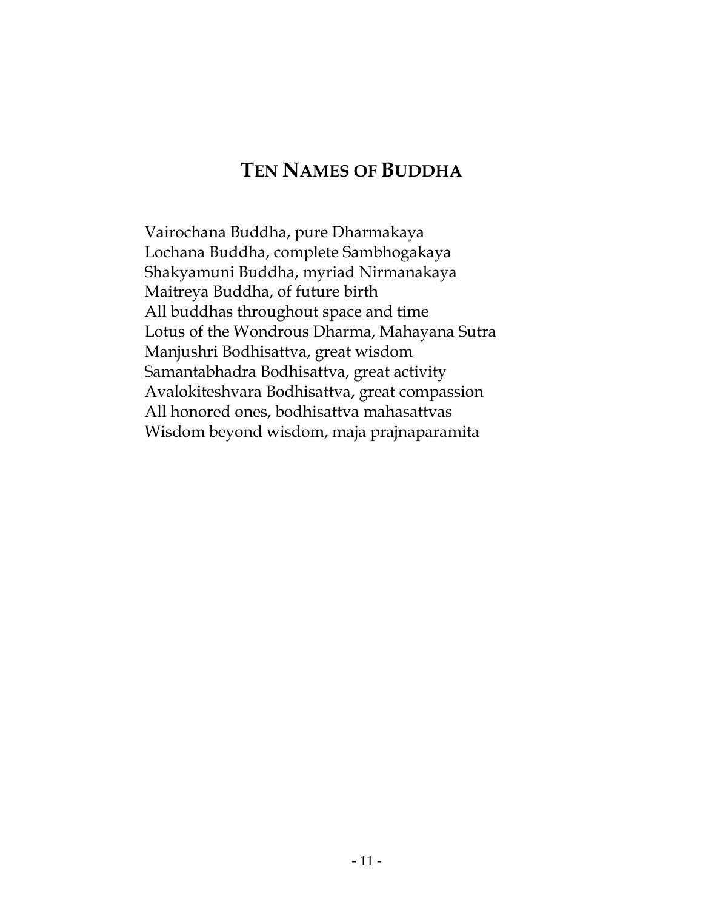## Ten Names of Buddha

Vairochana Buddha, pure Dharmakaya
Lochana Buddha, complete Sambhogakaya
Shakyamuni Buddha, myriad Nirmanakaya
Maitreya Buddha, of future birth
All buddhas throughout space and time
Lotus of the Wondrous Dharma, Mahayana Sutra
Manjushri Bodhisattva, great wisdom
Samantabhadra Bodhisattva, great activity
Avalokiteshvara Bodhisattva, great compassion
All honored ones, bodhisattva mahasattvas
Wisdom beyond wisdom, maja prajnaparamita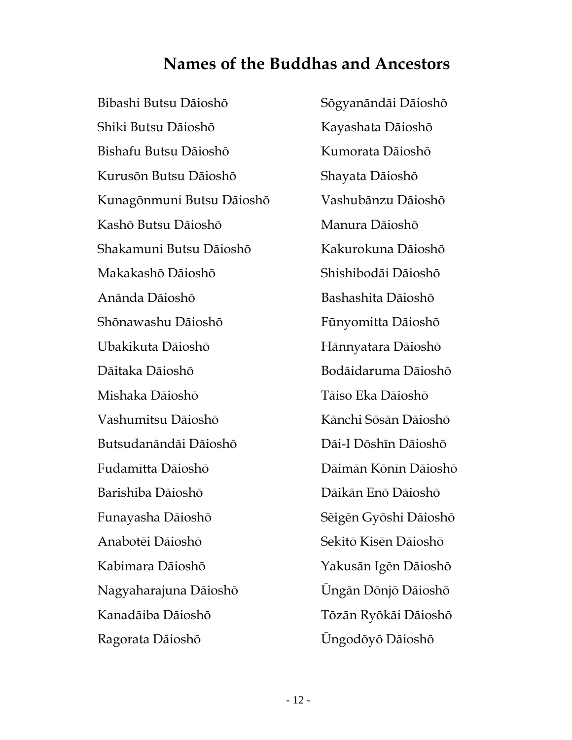## Names of the Buddhas and Ancestors

Bibashi Butsu Dāioshō
Shiki Butsu Dāioshō
Bishafu Butsu Dāioshō
Kurusōn Butsu Dāioshō
Kunagōnmuni Butsu Dāioshō
Kashō Butsu Dāioshō
Shakamuni Butsu Dāioshō
Makakashō Dāioshō
Anānda Dāioshō
Shōnawashu Dāioshō
Ubakikuta Dāioshō
Dāitaka Dāioshō
Mishaka Dāioshō
Vashumitsu Dāioshō
Butsudanāndāi Dāioshō
Fudamītta Dāioshō
Barishiba Dāioshō
Funayasha Dāioshō
Anabotēi Dāioshō
Kabimara Dāioshō
Nagyaharajuna Dāioshō
Kanadāiba Dāioshō
Ragorata Dāioshō
Sōgyanāndāi Dāioshō
Kayashata Dāioshō
Kumorata Dāioshō
Shayata Dāioshō
Vashubānzu Dāioshō
Manura Dāioshō
Kakurokuna Dāioshō
Shishibodāi Dāioshō
Bashashita Dāioshō
Fūnyomitta Dāioshō
Hānnyatara Dāioshō
Bodāidaruma Dāioshō
Tāiso Eka Dāioshō
Kānchi Sōsān Dāioshō
Dāi-I Dōshīn Dāioshō
Dāimān Kōnīn Dāioshō
Dāikān Enō Dāioshō
Sēigēn Gyōshi Dāioshō
Sekitō Kisēn Dāioshō
Yakusān Igēn Dāioshō
Ūngān Dōnjō Dāioshō
Tōzān Ryōkāi Dāioshō
Ūngodōyō Dāioshō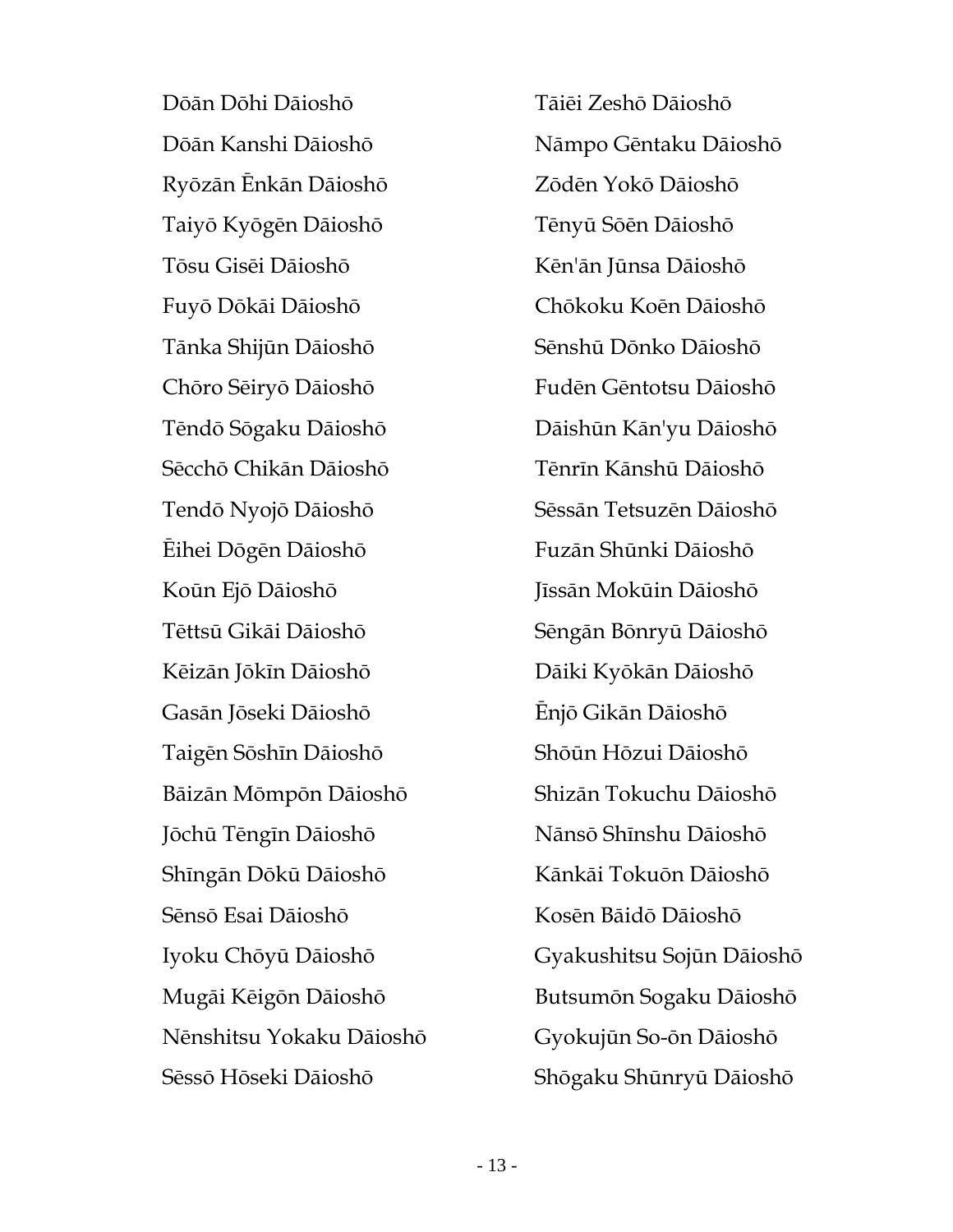Dōān Dōhi Dāioshō

Dōān Kanshi Dāioshō

Ryōzān Ēnkān Dāioshō

Taiyō Kyōgēn Dāioshō

Tōsu Gisēi Dāioshō

Fuyō Dōkāi Dāioshō

Tānka Shijūn Dāioshō

Chōro Sēiryō Dāioshō

Tēndō Sōgaku Dāioshō

Sēcchō Chikān Dāioshō

Tendō Nyojō Dāioshō

Ēihei Dōgēn Dāioshō

Koūn Ejō Dāioshō

Tēttsū Gikāi Dāioshō

Kēizān Jōkīn Dāioshō

Gasān Jōseki Dāioshō

Taigēn Sōshīn Dāioshō

Bāizān Mōmpōn Dāioshō

Jōchū Tēngīn Dāioshō

Shīngān Dōkū Dāioshō

Sēnsō Esai Dāioshō

Iyoku Chōyū Dāioshō

Mugāi Kēigōn Dāioshō

Nēnshitsu Yokaku Dāioshō

Sēssō Hōseki Dāioshō

Tāiēi Zeshō Dāioshō

Nāmpo Gēntaku Dāioshō

Zōdēn Yokō Dāioshō

Tēnyū Sōēn Dāioshō

Kēn'ān Jūnsa Dāioshō

Chōkoku Koēn Dāioshō

Sēnshū Dōnko Dāioshō

Fudēn Gēntotsu Dāioshō

Dāishūn Kān'yu Dāioshō

Tēnrīn Kānshū Dāioshō

Sēssān Tetsuzēn Dāioshō

Fuzān Shūnki Dāioshō

Jīssān Mokūin Dāioshō

Sēngān Bōnryū Dāioshō

Dāiki Kyōkān Dāioshō

Ēnjō Gikān Dāioshō

Shōūn Hōzui Dāioshō

Shizān Tokuchu Dāioshō

Nānsō Shīnshu Dāioshō

Kānkāi Tokuōn Dāioshō

Kosēn Bāidō Dāioshō

Gyakushitsu Sojūn Dāioshō

Butsumōn Sogaku Dāioshō

Gyokujūn So-ōn Dāioshō

Shōgaku Shūnryū Dāioshō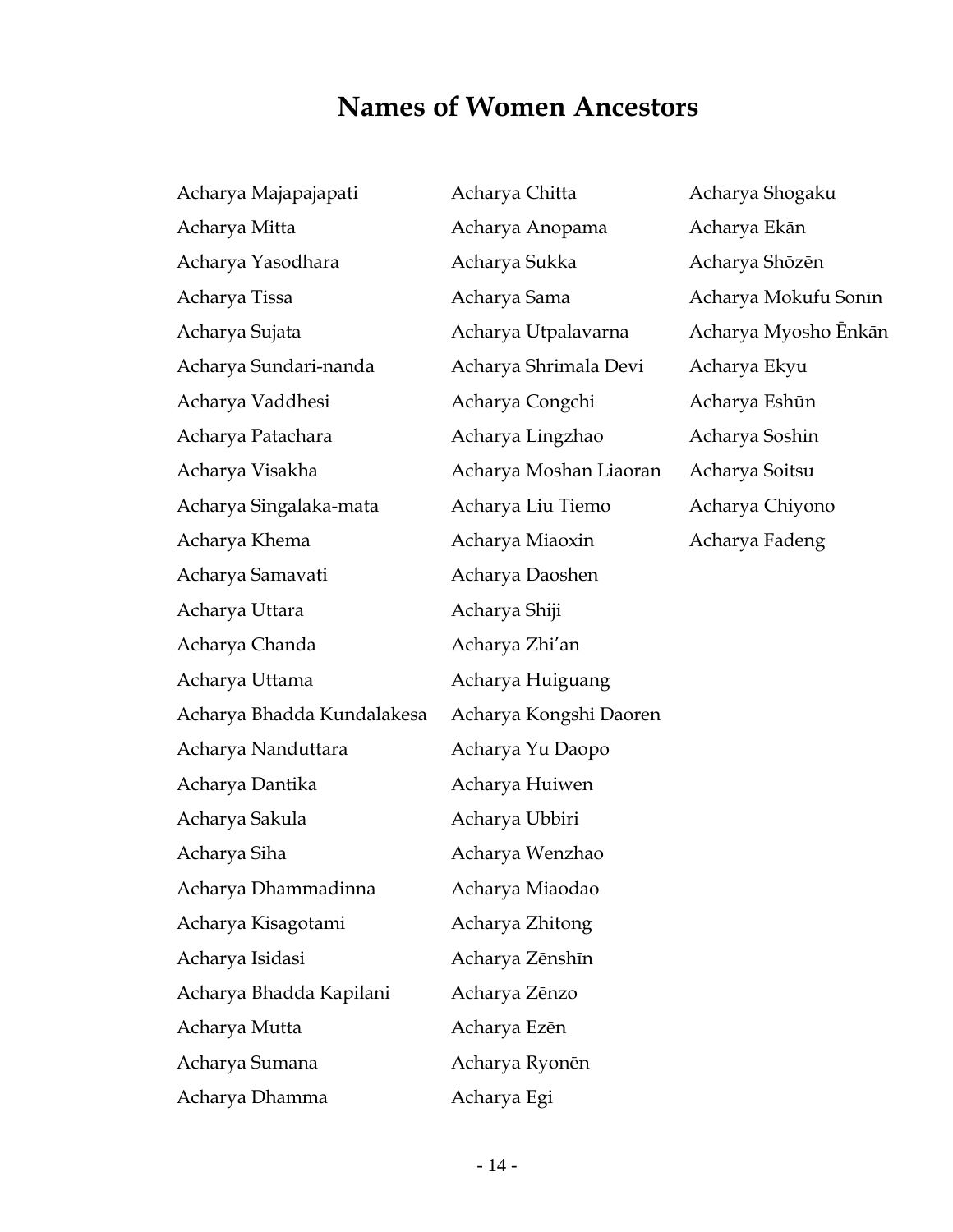# Names of Women Ancestors

Acharya Majapajapati
Acharya Mitta
Acharya Yasodhara
Acharya Tissa
Acharya Sujata
Acharya Sundari-nanda
Acharya Vaddhesi
Acharya Patachara
Acharya Visakha
Acharya Singalaka-mata
Acharya Khema
Acharya Samavati
Acharya Uttara
Acharya Chanda
Acharya Uttama
Acharya Bhadda Kundalakesa
Acharya Nanduttara
Acharya Dantika
Acharya Sakula
Acharya Siha
Acharya Dhammadinna
Acharya Kisagotami
Acharya Isidasi
Acharya Bhadda Kapilani
Acharya Mutta
Acharya Sumana
Acharya Dhamma
Acharya Chitta
Acharya Anopama
Acharya Sukka
Acharya Sama
Acharya Utpalavarna
Acharya Shrimala Devi
Acharya Congchi
Acharya Lingzhao
Acharya Moshan Liaoran
Acharya Liu Tiemo
Acharya Miaoxin
Acharya Daoshen
Acharya Shiji
Acharya Zhi'an
Acharya Huiguang
Acharya Kongshi Daoren
Acharya Yu Daopo
Acharya Huiwen
Acharya Ubbiri
Acharya Wenzhao
Acharya Miaodao
Acharya Zhitong
Acharya Zēnshīn
Acharya Zēnzo
Acharya Ezēn
Acharya Ryonēn
Acharya Egi
Acharya Shogaku
Acharya Ekān
Acharya Shōzēn
Acharya Mokufu Sonīn
Acharya Myosho Ēnkān
Acharya Ekyu
Acharya Eshūn
Acharya Soshin
Acharya Soitsu
Acharya Chiyono
Acharya Fadeng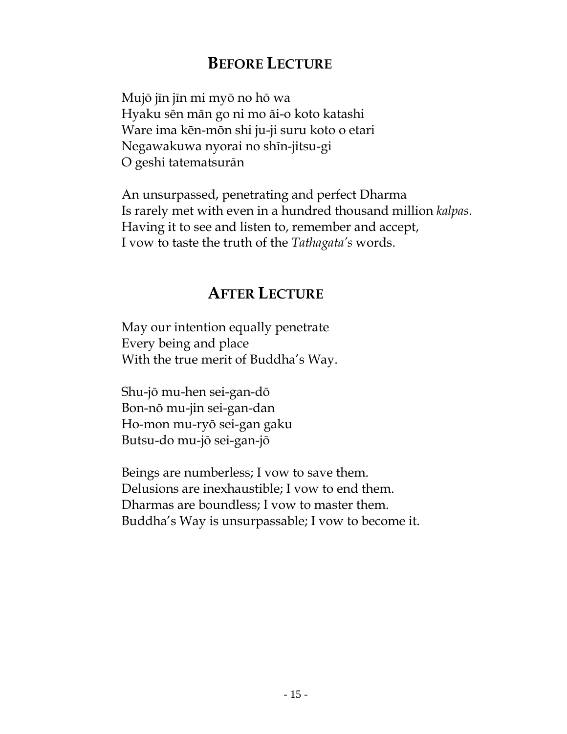## BEFORE LECTURE

Mujō jīn jīn mi myō no hō wa
Hyaku sēn mān go ni mo āi-o koto katashi
Ware ima kēn-mōn shi ju-ji suru koto o etari
Negawakuwa nyorai no shīn-jitsu-gi
O geshi tatematsurān

An unsurpassed, penetrating and perfect Dharma
Is rarely met with even in a hundred thousand million *kalpas*.
Having it to see and listen to, remember and accept,
I vow to taste the truth of the *Tathagata's* words.

## AFTER LECTURE

May our intention equally penetrate
Every being and place
With the true merit of Buddha's Way.

Shu-jō mu-hen sei-gan-dō
Bon-nō mu-jin sei-gan-dan
Ho-mon mu-ryō sei-gan gaku
Butsu-do mu-jō sei-gan-jō

Beings are numberless; I vow to save them.
Delusions are inexhaustible; I vow to end them.
Dharmas are boundless; I vow to master them.
Buddha's Way is unsurpassable; I vow to become it.